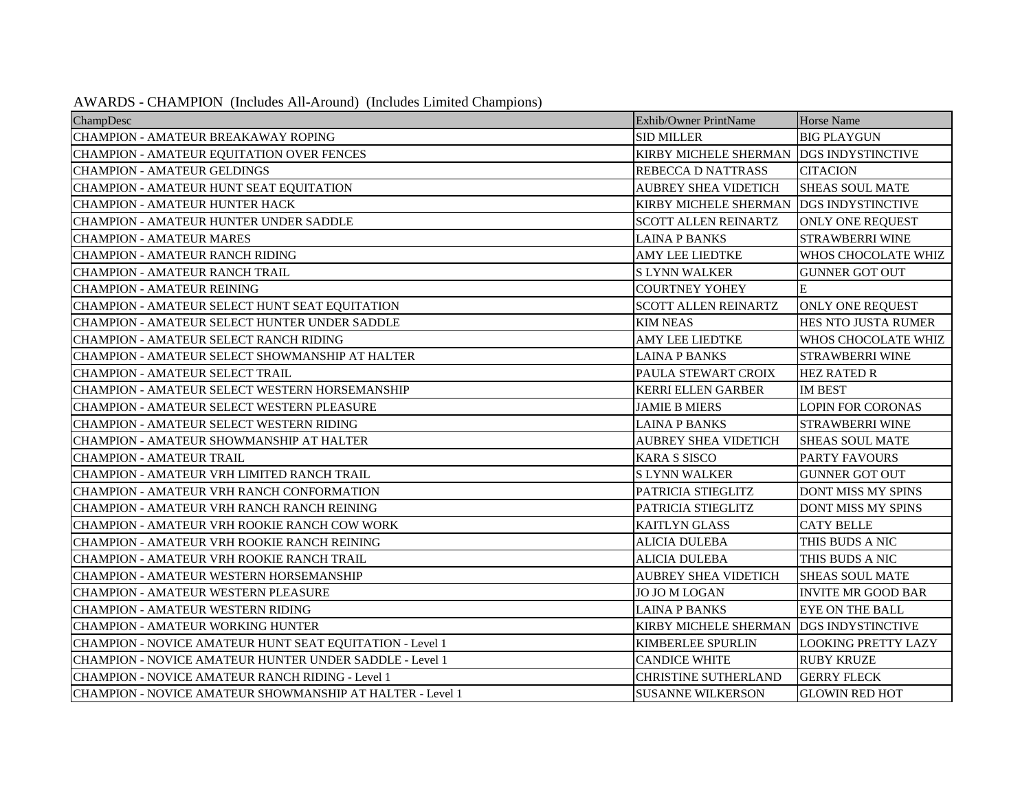AWARDS - CHAMPION (Includes All-Around) (Includes Limited Champions)

| ChampDesc | Exhib/Owner PrintName | Horse Name |
| --- | --- | --- |
| CHAMPION - AMATEUR BREAKAWAY ROPING | SID MILLER | BIG PLAYGUN |
| CHAMPION - AMATEUR EQUITATION OVER FENCES | KIRBY MICHELE SHERMAN | DGS INDYSTINCTIVE |
| CHAMPION - AMATEUR GELDINGS | REBECCA D NATTRASS | CITACION |
| CHAMPION - AMATEUR HUNT SEAT EQUITATION | AUBREY SHEA VIDETICH | SHEAS SOUL MATE |
| CHAMPION - AMATEUR HUNTER HACK | KIRBY MICHELE SHERMAN | DGS INDYSTINCTIVE |
| CHAMPION - AMATEUR HUNTER UNDER SADDLE | SCOTT ALLEN REINARTZ | ONLY ONE REQUEST |
| CHAMPION - AMATEUR MARES | LAINA P BANKS | STRAWBERRI WINE |
| CHAMPION - AMATEUR RANCH RIDING | AMY LEE LIEDTKE | WHOS CHOCOLATE WHIZ |
| CHAMPION - AMATEUR RANCH TRAIL | S LYNN WALKER | GUNNER GOT OUT |
| CHAMPION - AMATEUR REINING | COURTNEY YOHEY | E |
| CHAMPION - AMATEUR SELECT HUNT SEAT EQUITATION | SCOTT ALLEN REINARTZ | ONLY ONE REQUEST |
| CHAMPION - AMATEUR SELECT HUNTER UNDER SADDLE | KIM NEAS | HES NTO JUSTA RUMER |
| CHAMPION - AMATEUR SELECT RANCH RIDING | AMY LEE LIEDTKE | WHOS CHOCOLATE WHIZ |
| CHAMPION - AMATEUR SELECT SHOWMANSHIP AT HALTER | LAINA P BANKS | STRAWBERRI WINE |
| CHAMPION - AMATEUR SELECT TRAIL | PAULA STEWART CROIX | HEZ RATED R |
| CHAMPION - AMATEUR SELECT WESTERN HORSEMANSHIP | KERRI ELLEN GARBER | IM BEST |
| CHAMPION - AMATEUR SELECT WESTERN PLEASURE | JAMIE B MIERS | LOPIN FOR CORONAS |
| CHAMPION - AMATEUR SELECT WESTERN RIDING | LAINA P BANKS | STRAWBERRI WINE |
| CHAMPION - AMATEUR SHOWMANSHIP AT HALTER | AUBREY SHEA VIDETICH | SHEAS SOUL MATE |
| CHAMPION - AMATEUR TRAIL | KARA S SISCO | PARTY FAVOURS |
| CHAMPION - AMATEUR VRH LIMITED RANCH TRAIL | S LYNN WALKER | GUNNER GOT OUT |
| CHAMPION - AMATEUR VRH RANCH CONFORMATION | PATRICIA STIEGLITZ | DONT MISS MY SPINS |
| CHAMPION - AMATEUR VRH RANCH RANCH REINING | PATRICIA STIEGLITZ | DONT MISS MY SPINS |
| CHAMPION - AMATEUR VRH ROOKIE RANCH COW WORK | KAITLYN GLASS | CATY BELLE |
| CHAMPION - AMATEUR VRH ROOKIE RANCH REINING | ALICIA DULEBA | THIS BUDS A NIC |
| CHAMPION - AMATEUR VRH ROOKIE RANCH TRAIL | ALICIA DULEBA | THIS BUDS A NIC |
| CHAMPION - AMATEUR WESTERN HORSEMANSHIP | AUBREY SHEA VIDETICH | SHEAS SOUL MATE |
| CHAMPION - AMATEUR WESTERN PLEASURE | JO JO M LOGAN | INVITE MR GOOD BAR |
| CHAMPION - AMATEUR WESTERN RIDING | LAINA P BANKS | EYE ON THE BALL |
| CHAMPION - AMATEUR WORKING HUNTER | KIRBY MICHELE SHERMAN | DGS INDYSTINCTIVE |
| CHAMPION - NOVICE AMATEUR HUNT SEAT EQUITATION - Level 1 | KIMBERLEE SPURLIN | LOOKING PRETTY LAZY |
| CHAMPION - NOVICE AMATEUR HUNTER UNDER SADDLE - Level 1 | CANDICE WHITE | RUBY KRUZE |
| CHAMPION - NOVICE AMATEUR RANCH RIDING - Level 1 | CHRISTINE SUTHERLAND | GERRY FLECK |
| CHAMPION - NOVICE AMATEUR SHOWMANSHIP AT HALTER - Level 1 | SUSANNE WILKERSON | GLOWIN RED HOT |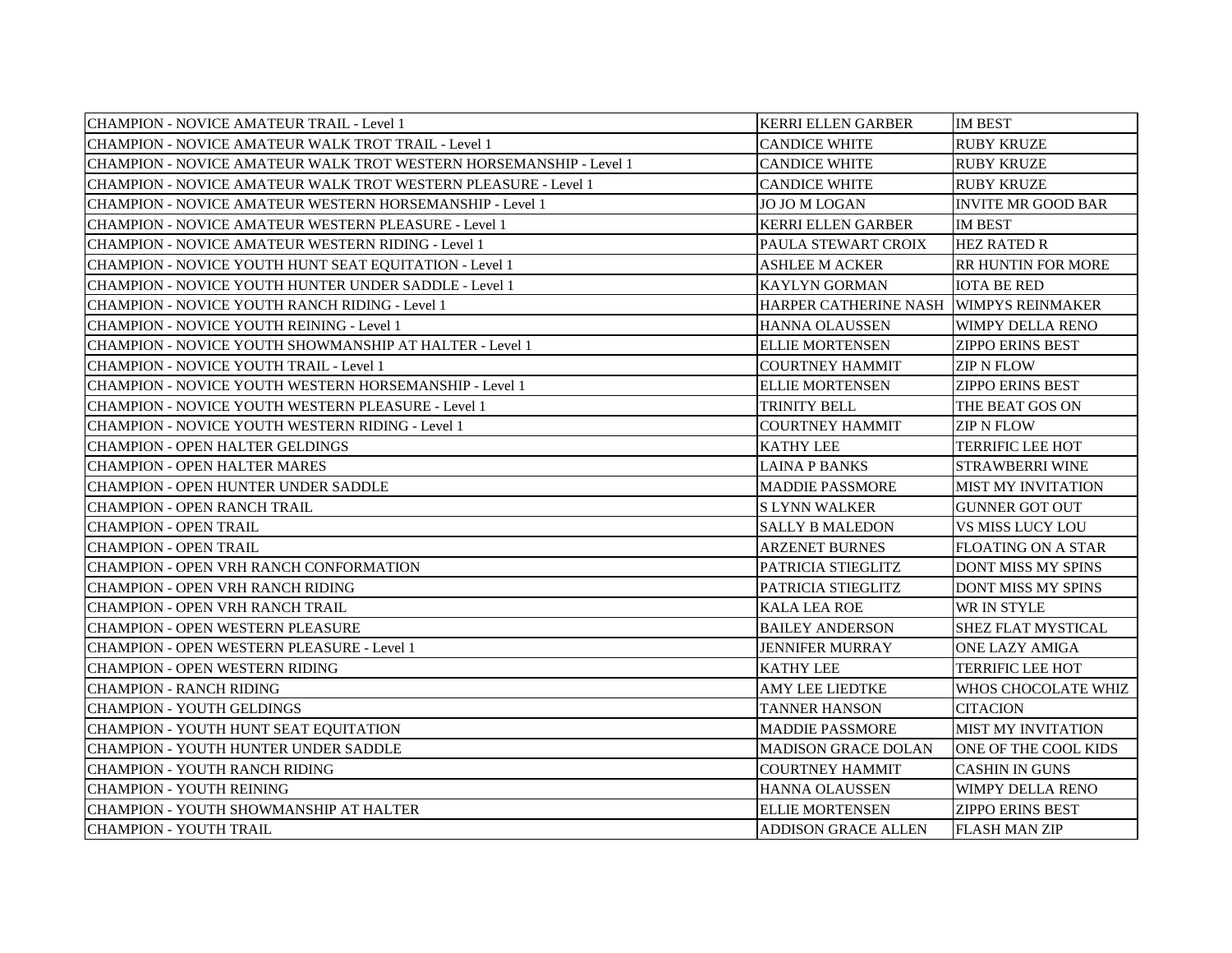| | | |
|---|---|---|
| CHAMPION - NOVICE AMATEUR TRAIL - Level 1 | KERRI ELLEN GARBER | IM BEST |
| CHAMPION - NOVICE AMATEUR WALK TROT TRAIL - Level 1 | CANDICE WHITE | RUBY KRUZE |
| CHAMPION - NOVICE AMATEUR WALK TROT WESTERN HORSEMANSHIP - Level 1 | CANDICE WHITE | RUBY KRUZE |
| CHAMPION - NOVICE AMATEUR WALK TROT WESTERN PLEASURE - Level 1 | CANDICE WHITE | RUBY KRUZE |
| CHAMPION - NOVICE AMATEUR WESTERN HORSEMANSHIP - Level 1 | JO JO M LOGAN | INVITE MR GOOD BAR |
| CHAMPION - NOVICE AMATEUR WESTERN PLEASURE - Level 1 | KERRI ELLEN GARBER | IM BEST |
| CHAMPION - NOVICE AMATEUR WESTERN RIDING - Level 1 | PAULA STEWART CROIX | HEZ RATED R |
| CHAMPION - NOVICE YOUTH HUNT SEAT EQUITATION - Level 1 | ASHLEE M ACKER | RR HUNTIN FOR MORE |
| CHAMPION - NOVICE YOUTH HUNTER UNDER SADDLE - Level 1 | KAYLYN GORMAN | IOTA BE RED |
| CHAMPION - NOVICE YOUTH RANCH RIDING - Level 1 | HARPER CATHERINE NASH | WIMPYS REINMAKER |
| CHAMPION - NOVICE YOUTH REINING - Level 1 | HANNA OLAUSSEN | WIMPY DELLA RENO |
| CHAMPION - NOVICE YOUTH SHOWMANSHIP AT HALTER - Level 1 | ELLIE MORTENSEN | ZIPPO ERINS BEST |
| CHAMPION - NOVICE YOUTH TRAIL - Level 1 | COURTNEY HAMMIT | ZIP N FLOW |
| CHAMPION - NOVICE YOUTH WESTERN HORSEMANSHIP - Level 1 | ELLIE MORTENSEN | ZIPPO ERINS BEST |
| CHAMPION - NOVICE YOUTH WESTERN PLEASURE - Level 1 | TRINITY BELL | THE BEAT GOS ON |
| CHAMPION - NOVICE YOUTH WESTERN RIDING - Level 1 | COURTNEY HAMMIT | ZIP N FLOW |
| CHAMPION - OPEN HALTER GELDINGS | KATHY LEE | TERRIFIC LEE HOT |
| CHAMPION - OPEN HALTER MARES | LAINA P BANKS | STRAWBERRI WINE |
| CHAMPION - OPEN HUNTER UNDER SADDLE | MADDIE PASSMORE | MIST MY INVITATION |
| CHAMPION - OPEN RANCH TRAIL | S LYNN WALKER | GUNNER GOT OUT |
| CHAMPION - OPEN TRAIL | SALLY B MALEDON | VS MISS LUCY LOU |
| CHAMPION - OPEN TRAIL | ARZENET BURNES | FLOATING ON A STAR |
| CHAMPION - OPEN VRH RANCH CONFORMATION | PATRICIA STIEGLITZ | DONT MISS MY SPINS |
| CHAMPION - OPEN VRH RANCH RIDING | PATRICIA STIEGLITZ | DONT MISS MY SPINS |
| CHAMPION - OPEN VRH RANCH TRAIL | KALA LEA ROE | WR IN STYLE |
| CHAMPION - OPEN WESTERN PLEASURE | BAILEY ANDERSON | SHEZ FLAT MYSTICAL |
| CHAMPION - OPEN WESTERN PLEASURE - Level 1 | JENNIFER MURRAY | ONE LAZY AMIGA |
| CHAMPION - OPEN WESTERN RIDING | KATHY LEE | TERRIFIC LEE HOT |
| CHAMPION - RANCH RIDING | AMY LEE LIEDTKE | WHOS CHOCOLATE WHIZ |
| CHAMPION - YOUTH GELDINGS | TANNER HANSON | CITACION |
| CHAMPION - YOUTH HUNT SEAT EQUITATION | MADDIE PASSMORE | MIST MY INVITATION |
| CHAMPION - YOUTH HUNTER UNDER SADDLE | MADISON GRACE DOLAN | ONE OF THE COOL KIDS |
| CHAMPION - YOUTH RANCH RIDING | COURTNEY HAMMIT | CASHIN IN GUNS |
| CHAMPION - YOUTH REINING | HANNA OLAUSSEN | WIMPY DELLA RENO |
| CHAMPION - YOUTH SHOWMANSHIP AT HALTER | ELLIE MORTENSEN | ZIPPO ERINS BEST |
| CHAMPION - YOUTH TRAIL | ADDISON GRACE ALLEN | FLASH MAN ZIP |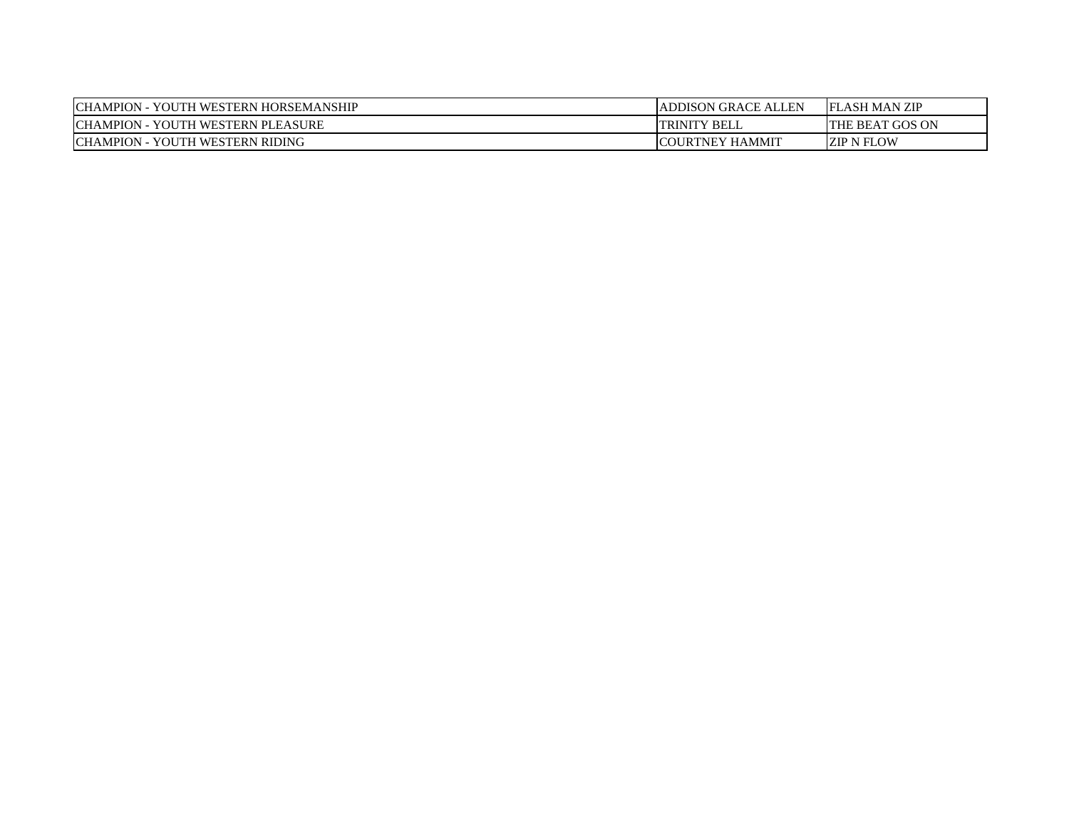| | | |
|---|---|---|
| CHAMPION - YOUTH WESTERN HORSEMANSHIP | ADDISON GRACE ALLEN | FLASH MAN ZIP |
| CHAMPION - YOUTH WESTERN PLEASURE | TRINITY BELL | THE BEAT GOS ON |
| CHAMPION - YOUTH WESTERN RIDING | COURTNEY HAMMIT | ZIP N FLOW |